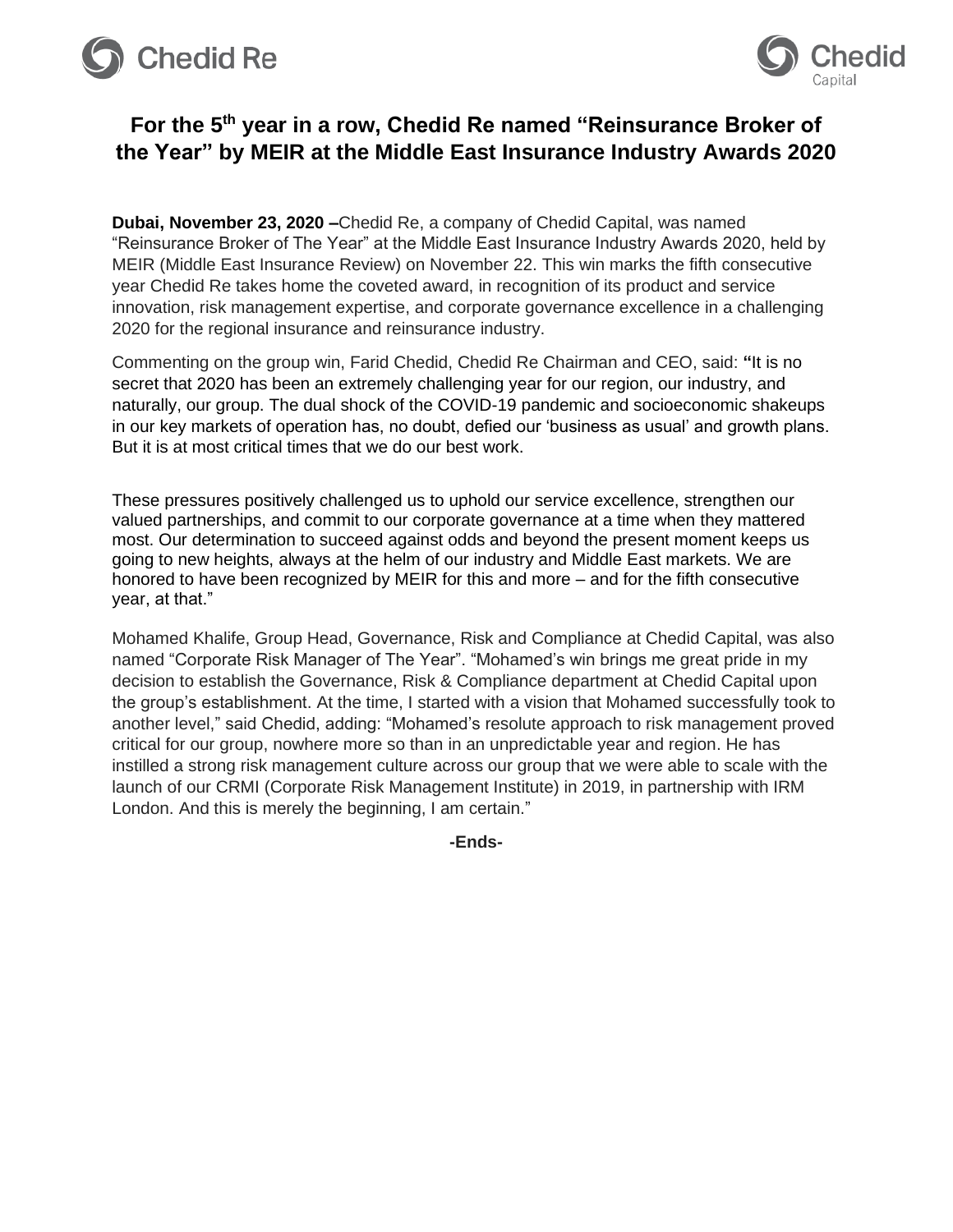# For the 5th year in a row, Chedid Re named "Reinsurance Broker of the Year" by MEIR at the Middle East Insurance Industry Awards 2020

**Dubai, November 23, 2020 –**Chedid Re, a company of Chedid Capital, was named "Reinsurance Broker of The Year" at the Middle East Insurance Industry Awards 2020, held by MEIR (Middle East Insurance Review) on November 22. This win marks the fifth consecutive year Chedid Re takes home the coveted award, in recognition of its product and service innovation, risk management expertise, and corporate governance excellence in a challenging 2020 for the regional insurance and reinsurance industry.

Commenting on the group win, Farid Chedid, Chedid Re Chairman and CEO, said: **"**It is no secret that 2020 has been an extremely challenging year for our region, our industry, and naturally, our group. The dual shock of the COVID-19 pandemic and socioeconomic shakeups in our key markets of operation has, no doubt, defied our 'business as usual' and growth plans. But it is at most critical times that we do our best work.

These pressures positively challenged us to uphold our service excellence, strengthen our valued partnerships, and commit to our corporate governance at a time when they mattered most. Our determination to succeed against odds and beyond the present moment keeps us going to new heights, always at the helm of our industry and Middle East markets. We are honored to have been recognized by MEIR for this and more – and for the fifth consecutive year, at that."

Mohamed Khalife, Group Head, Governance, Risk and Compliance at Chedid Capital, was also named "Corporate Risk Manager of The Year". "Mohamed's win brings me great pride in my decision to establish the Governance, Risk & Compliance department at Chedid Capital upon the group's establishment. At the time, I started with a vision that Mohamed successfully took to another level," said Chedid, adding: "Mohamed's resolute approach to risk management proved critical for our group, nowhere more so than in an unpredictable year and region. He has instilled a strong risk management culture across our group that we were able to scale with the launch of our CRMI (Corporate Risk Management Institute) in 2019, in partnership with IRM London. And this is merely the beginning, I am certain."

**-Ends-**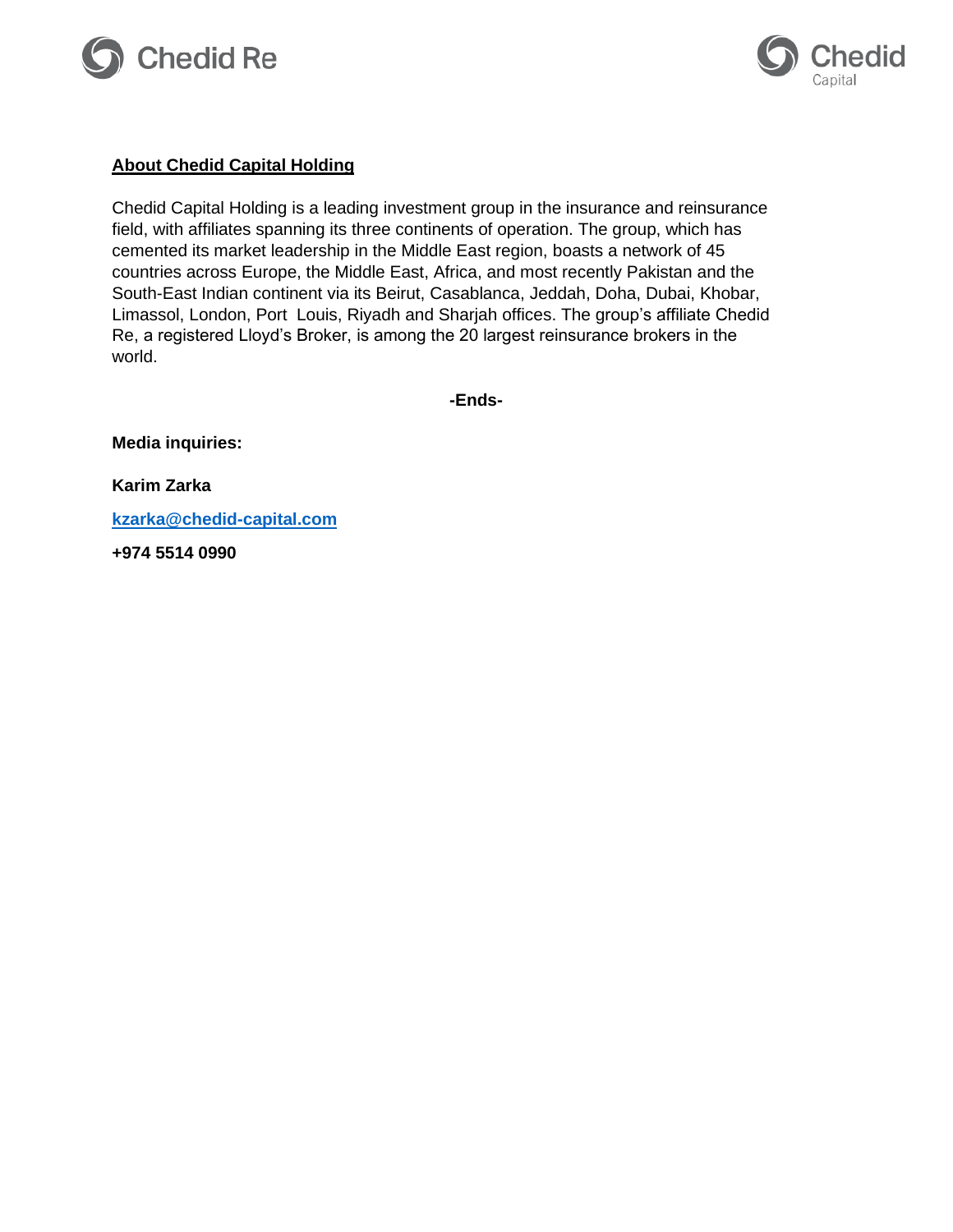## About Chedid Capital Holding

Chedid Capital Holding is a leading investment group in the insurance and reinsurance field, with affiliates spanning its three continents of operation. The group, which has cemented its market leadership in the Middle East region, boasts a network of 45 countries across Europe, the Middle East, Africa, and most recently Pakistan and the South-East Indian continent via its Beirut, Casablanca, Jeddah, Doha, Dubai, Khobar, Limassol, London, Port Louis, Riyadh and Sharjah offices. The group's affiliate Chedid Re, a registered Lloyd's Broker, is among the 20 largest reinsurance brokers in the world.

**-Ends-**

**Media inquiries:**

**Karim Zarka**

**kzarka@chedid-capital.com**

**+974 5514 0990**